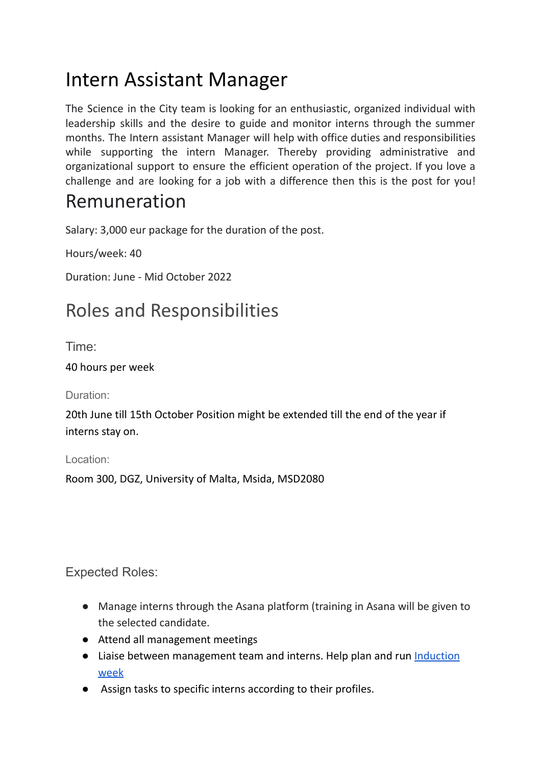# Intern Assistant Manager

The Science in the City team is looking for an enthusiastic, organized individual with leadership skills and the desire to guide and monitor interns through the summer months. The Intern assistant Manager will help with office duties and responsibilities while supporting the intern Manager. Thereby providing administrative and organizational support to ensure the efficient operation of the project. If you love a challenge and are looking for a job with a difference then this is the post for you!

# Remuneration

Salary: 3,000 eur package for the duration of the post.

Hours/week: 40

Duration: June - Mid October 2022

## Roles and Responsibilities

### Time:

40 hours per week

#### Duration:

20th June till 15th October Position might be extended till the end of the year if interns stay on.

#### Location:

Room 300, DGZ, University of Malta, Msida, MSD2080

### Expected Roles:

- Manage interns through the Asana platform (training in Asana will be given to the selected candidate.
- Attend all management meetings
- Liaise between management team and interns. Help plan and run Induction week
- Assign tasks to specific interns according to their profiles.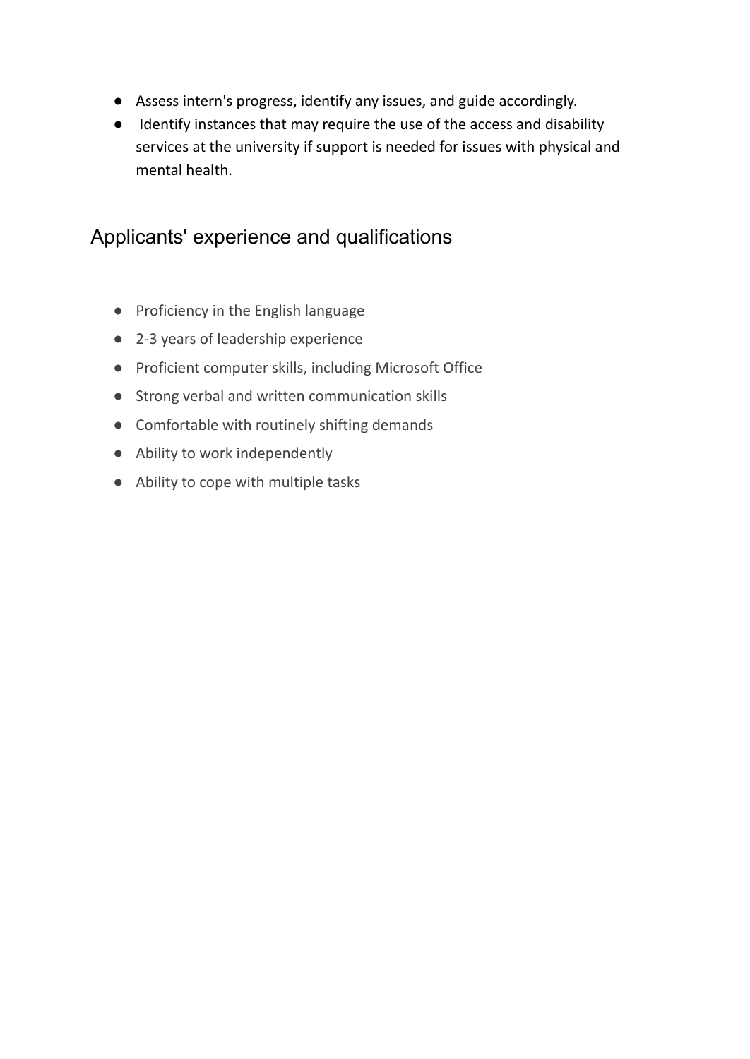- Assess intern's progress, identify any issues, and guide accordingly.
- Identify instances that may require the use of the access and disability services at the university if support is needed for issues with physical and mental health.

## Applicants' experience and qualifications

- Proficiency in the English language
- 2-3 years of leadership experience
- Proficient computer skills, including Microsoft Office
- Strong verbal and written communication skills
- Comfortable with routinely shifting demands
- Ability to work independently
- Ability to cope with multiple tasks